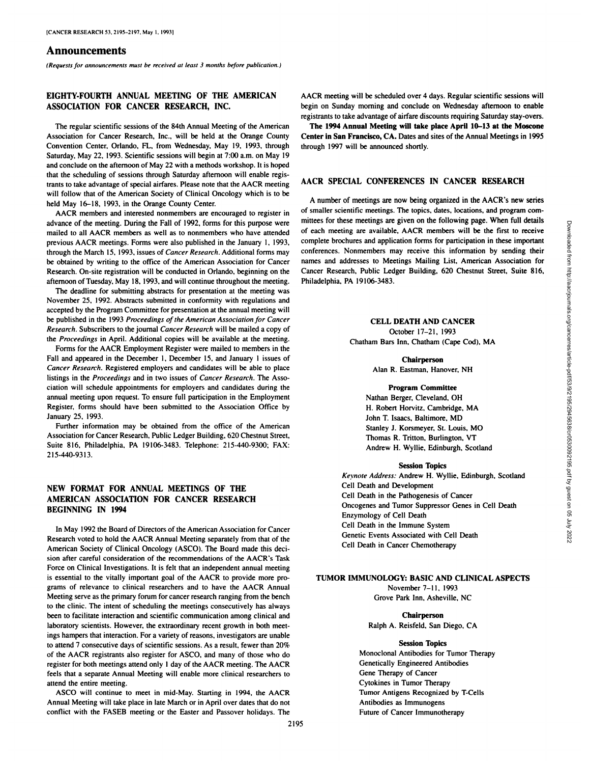# Announcements

*(Requests for announcements must be received at least 3 months before publication.)*

## EIGHTY-FOURTH ANNUAL MEETING OF THE AMERICAN ASSOCIATION FOR CANCER RESEARCH, INC.

The regular scientific sessions of the 84th Annual Meeting of the American Association for Cancer Research, Inc., will be held at the Orange County Convention Center, Orlando, FL, from Wednesday, May 19, 1993, through Saturday, May 22, 1993. Scientific sessions will begin at 7:00 a.m. on May 19 and conclude on the afternoon of May 22 with a methods workshop. It is hoped that the scheduling of sessions through Saturday afternoon will enable registrants to take advantage of special airfares. Please note that the AACR meeting will follow that of the American Society of Clinical Oncology which is to be held May 16–18, 1993, in the Orange County Center.

AACR members and interested nonmembers are encouraged to register in advance of the meeting. During the Fall of 1992, forms for this purpose were mailed to all AACR members as well as to nonmembers who have attended previous AACR meetings. Forms were also published in the January 1, 1993, through the March 15, 1993, issues of *Cancer Research*. Additional forms may be obtained by writing to the office of the American Association for Cancer Research. On-site registration will be conducted in Orlando, beginning on the afternoon of Tuesday, May 18, 1993, and will continue throughout the meeting.

The deadline for submitting abstracts for presentation at the meeting was November 25, 1992. Abstracts submitted in conformity with regulations and accepted by the Program Committee for presentation at the annual meeting will be published in the 1993 *Proceedings of the American Association for Cancer Research*. Subscribers to the journal *Cancer Research* will be mailed a copy of the *Proceedings* in April. Additional copies will be available at the meeting.

Forms for the AACR Employment Register were mailed to members in the Fall and appeared in the December 1, December 15, and January 1 issues of *Cancer Research*. Registered employers and candidates will be able to place listings in the *Proceedings* and in two issues of *Cancer Research*. The Association will schedule appointments for employers and candidates during the annual meeting upon request. To ensure full participation in the Employment Register, forms should have been submitted to the Association Office by January 25, 1993.

Further information may be obtained from the office of the American Association for Cancer Research, Public Ledger Building, 620 Chestnut Street, Suite 816, Philadelphia, PA 19106-3483. Telephone: 215-440-9300; FAX: 215-440-9313.

## NEW FORMAT FOR ANNUAL MEETINGS OF THE AMERICAN ASSOCIATION FOR CANCER RESEARCH BEGINNING IN 1994

In May 1992 the Board of Directors of the American Association for Cancer Research voted to hold the AACR Annual Meeting separately from that of the American Society of Clinical Oncology (ASCO). The Board made this decision after careful consideration of the recommendations of the AACR's Task Force on Clinical Investigations. It is felt that an independent annual meeting is essential to the vitally important goal of the AACR to provide more programs of relevance to clinical researchers and to have the AACR Annual Meeting serve as the primary forum for cancer research ranging from the bench to the clinic. The intent of scheduling the meetings consecutively has always been to facilitate interaction and scientific communication among clinical and laboratory scientists. However, the extraordinary recent growth in both meetings hampers that interaction. For a variety of reasons, investigators are unable to attend 7 consecutive days of scientific sessions. As a result, fewer than 20% of the AACR registrants also register for ASCO, and many of those who do register for both meetings attend only 1 day of the AACR meeting. The AACR feels that a separate Annual Meeting will enable more clinical researchers to attend the entire meeting.

ASCO will continue to meet in mid-May. Starting in 1994, the AACR Annual Meeting will take place in late March or in April over dates that do not conflict with the FASEB meeting or the Easter and Passover holidays. The AACR meeting will be scheduled over 4 days. Regular scientific sessions will begin on Sunday morning and conclude on Wednesday afternoon to enable registrants to take advantage of airfare discounts requiring Saturday stay-overs.

**The 1994 Annual Meeting will take place April 10–13 at the Moscone Center in San Francisco, CA.** Dates and sites of the Annual Meetings in 1995 through 1997 will be announced shortly.

## AACR SPECIAL CONFERENCES IN CANCER RESEARCH

A number of meetings are now being organized in the AACR's new series of smaller scientific meetings. The topics, dates, locations, and program committees for these meetings are given on the following page. When full details of each meeting are available, AACR members will be the first to receive complete brochures and application forms for participation in these important conferences. Nonmembers may receive this information by sending their names and addresses to Meetings Mailing List, American Association for Cancer Research, Public Ledger Building, 620 Chestnut Street, Suite 816, Philadelphia, PA 19106-3483.

### CELL DEATH AND CANCER

October 17–21, 1993
Chatham Bars Inn, Chatham (Cape Cod), MA

**Chairperson**

Alan R. Eastman, Hanover, NH

**Program Committee**

Nathan Berger, Cleveland, OH
H. Robert Horvitz, Cambridge, MA
John T. Isaacs, Baltimore, MD
Stanley J. Korsmeyer, St. Louis, MO
Thomas R. Tritton, Burlington, VT
Andrew H. Wyllie, Edinburgh, Scotland

**Session Topics**

*Keynote Address:* Andrew H. Wyllie, Edinburgh, Scotland
Cell Death and Development
Cell Death in the Pathogenesis of Cancer
Oncogenes and Tumor Suppressor Genes in Cell Death
Enzymology of Cell Death
Cell Death in the Immune System
Genetic Events Associated with Cell Death
Cell Death in Cancer Chemotherapy

### TUMOR IMMUNOLOGY: BASIC AND CLINICAL ASPECTS

November 7–11, 1993
Grove Park Inn, Asheville, NC

**Chairperson**

Ralph A. Reisfeld, San Diego, CA

**Session Topics**

Monoclonal Antibodies for Tumor Therapy
Genetically Engineered Antibodies
Gene Therapy of Cancer
Cytokines in Tumor Therapy
Tumor Antigens Recognized by T-Cells
Antibodies as Immunogens
Future of Cancer Immunotherapy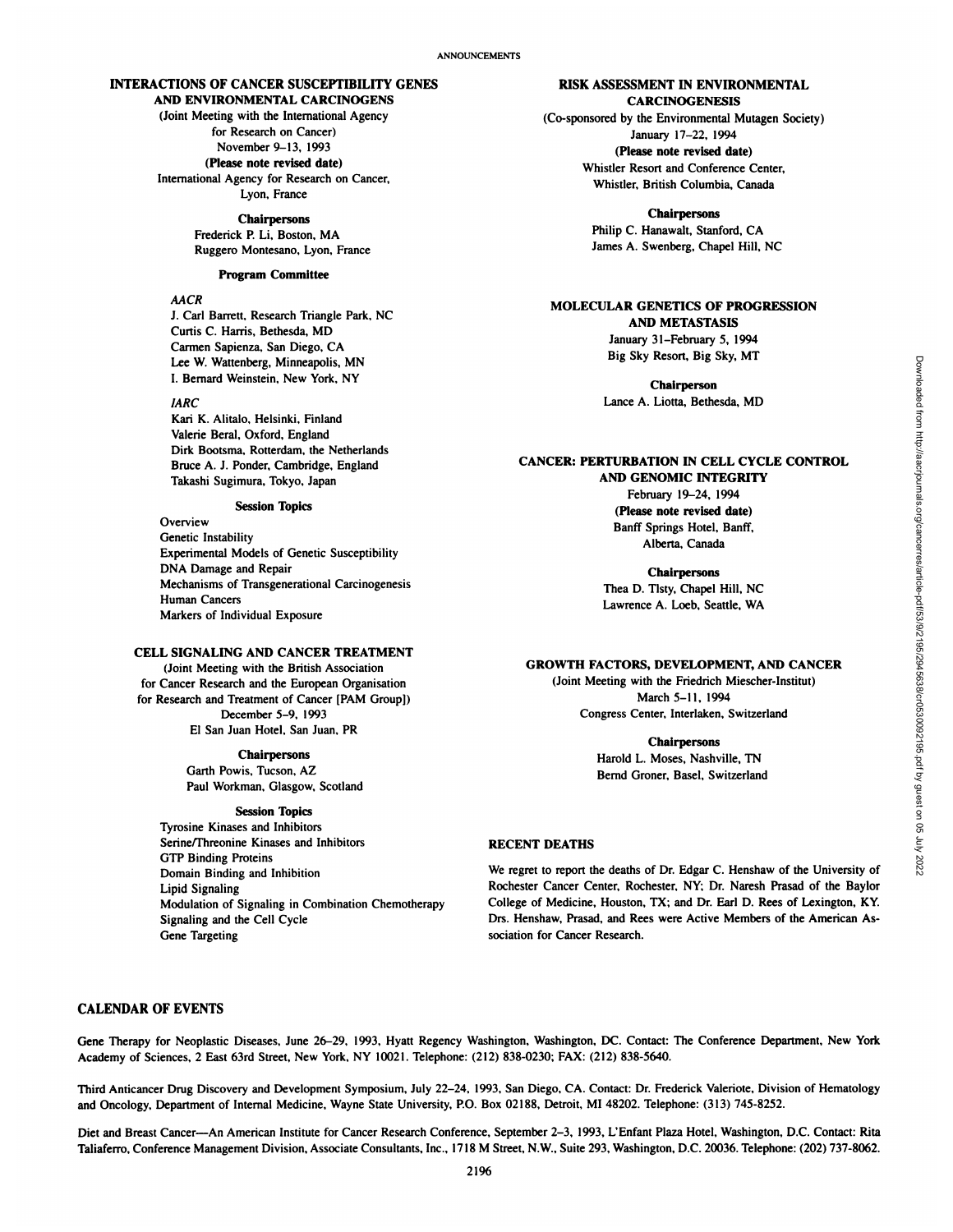## INTERACTIONS OF CANCER SUSCEPTIBILITY GENES AND ENVIRONMENTAL CARCINOGENS

(Joint Meeting with the International Agency for Research on Cancer)
November 9–13, 1993
**(Please note revised date)**
International Agency for Research on Cancer, Lyon, France

**Chairpersons**

Frederick P. Li, Boston, MA
Ruggero Montesano, Lyon, France

**Program Committee**

*AACR*

J. Carl Barrett, Research Triangle Park, NC
Curtis C. Harris, Bethesda, MD
Carmen Sapienza, San Diego, CA
Lee W. Wattenberg, Minneapolis, MN
I. Bernard Weinstein, New York, NY

*IARC*

Kari K. Alitalo, Helsinki, Finland
Valerie Beral, Oxford, England
Dirk Bootsma, Rotterdam, the Netherlands
Bruce A. J. Ponder, Cambridge, England
Takashi Sugimura, Tokyo, Japan

**Session Topics**

Overview
Genetic Instability
Experimental Models of Genetic Susceptibility
DNA Damage and Repair
Mechanisms of Transgenerational Carcinogenesis
Human Cancers
Markers of Individual Exposure

## CELL SIGNALING AND CANCER TREATMENT

(Joint Meeting with the British Association for Cancer Research and the European Organisation for Research and Treatment of Cancer [PAM Group])
December 5–9, 1993
El San Juan Hotel, San Juan, PR

**Chairpersons**

Garth Powis, Tucson, AZ
Paul Workman, Glasgow, Scotland

**Session Topics**

Tyrosine Kinases and Inhibitors
Serine/Threonine Kinases and Inhibitors
GTP Binding Proteins
Domain Binding and Inhibition
Lipid Signaling
Modulation of Signaling in Combination Chemotherapy
Signaling and the Cell Cycle
Gene Targeting

## RISK ASSESSMENT IN ENVIRONMENTAL CARCINOGENESIS

(Co-sponsored by the Environmental Mutagen Society)
January 17–22, 1994
**(Please note revised date)**
Whistler Resort and Conference Center, Whistler, British Columbia, Canada

**Chairpersons**

Philip C. Hanawalt, Stanford, CA
James A. Swenberg, Chapel Hill, NC

## MOLECULAR GENETICS OF PROGRESSION AND METASTASIS

January 31–February 5, 1994
Big Sky Resort, Big Sky, MT

**Chairperson**

Lance A. Liotta, Bethesda, MD

## CANCER: PERTURBATION IN CELL CYCLE CONTROL AND GENOMIC INTEGRITY

February 19–24, 1994
**(Please note revised date)**
Banff Springs Hotel, Banff, Alberta, Canada

**Chairpersons**

Thea D. Tlsty, Chapel Hill, NC
Lawrence A. Loeb, Seattle, WA

## GROWTH FACTORS, DEVELOPMENT, AND CANCER

(Joint Meeting with the Friedrich Miescher-Institut)
March 5–11, 1994
Congress Center, Interlaken, Switzerland

**Chairpersons**

Harold L. Moses, Nashville, TN
Bernd Groner, Basel, Switzerland

## RECENT DEATHS

We regret to report the deaths of Dr. Edgar C. Henshaw of the University of Rochester Cancer Center, Rochester, NY; Dr. Naresh Prasad of the Baylor College of Medicine, Houston, TX; and Dr. Earl D. Rees of Lexington, KY. Drs. Henshaw, Prasad, and Rees were Active Members of the American Association for Cancer Research.

## CALENDAR OF EVENTS

Gene Therapy for Neoplastic Diseases, June 26–29, 1993, Hyatt Regency Washington, Washington, DC. Contact: The Conference Department, New York Academy of Sciences, 2 East 63rd Street, New York, NY 10021. Telephone: (212) 838-0230; FAX: (212) 838-5640.

Third Anticancer Drug Discovery and Development Symposium, July 22–24, 1993, San Diego, CA. Contact: Dr. Frederick Valeriote, Division of Hematology and Oncology, Department of Internal Medicine, Wayne State University, P.O. Box 02188, Detroit, MI 48202. Telephone: (313) 745-8252.

Diet and Breast Cancer—An American Institute for Cancer Research Conference, September 2–3, 1993, L'Enfant Plaza Hotel, Washington, D.C. Contact: Rita Taliaferro, Conference Management Division, Associate Consultants, Inc., 1718 M Street, N.W., Suite 293, Washington, D.C. 20036. Telephone: (202) 737-8062.